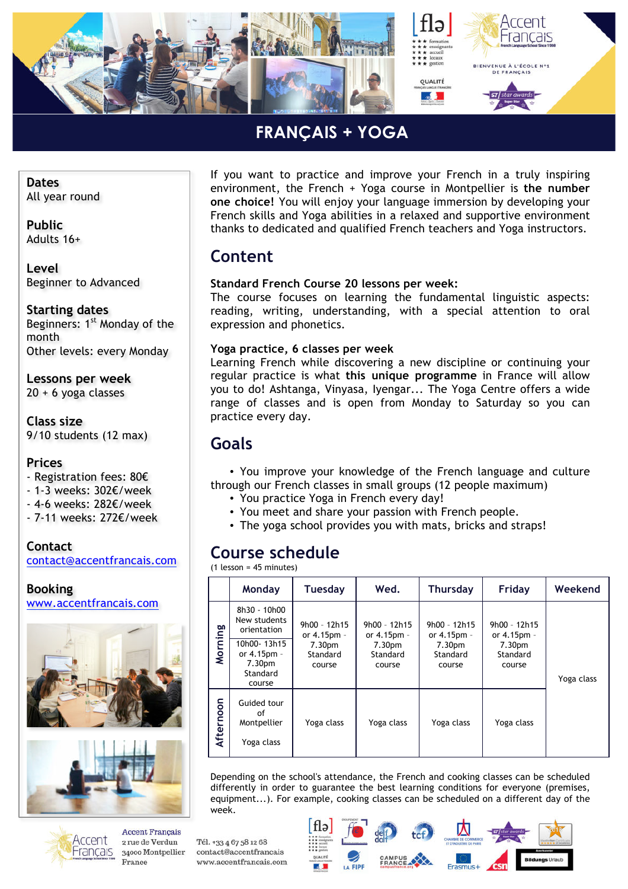# FRANÇAIS + YOGA

**Dates**
All year round

**Public**
Adults 16+

**Level**
Beginner to Advanced

**Starting dates**
Beginners: 1st Monday of the month
Other levels: every Monday

**Lessons per week**
20 + 6 yoga classes

**Class size**
9/10 students (12 max)

**Prices**
- Registration fees: 80€
- 1-3 weeks: 302€/week
- 4-6 weeks: 282€/week
- 7-11 weeks: 272€/week

**Contact**
contact@accentfrancais.com

**Booking**
www.accentfrancais.com

If you want to practice and improve your French in a truly inspiring environment, the French + Yoga course in Montpellier is **the number one choice!** You will enjoy your language immersion by developing your French skills and Yoga abilities in a relaxed and supportive environment thanks to dedicated and qualified French teachers and Yoga instructors.

## Content

**Standard French Course 20 lessons per week:**
The course focuses on learning the fundamental linguistic aspects: reading, writing, understanding, with a special attention to oral expression and phonetics.

**Yoga practice, 6 classes per week**
Learning French while discovering a new discipline or continuing your regular practice is what **this unique programme** in France will allow you to do! Ashtanga, Vinyasa, Iyengar... The Yoga Centre offers a wide range of classes and is open from Monday to Saturday so you can practice every day.

## Goals

- You improve your knowledge of the French language and culture through our French classes in small groups (12 people maximum)
- You practice Yoga in French every day!
- You meet and share your passion with French people.
- The yoga school provides you with mats, bricks and straps!

## Course schedule

(1 lesson = 45 minutes)

| | Monday | Tuesday | Wed. | Thursday | Friday | Weekend |
|---|---|---|---|---|---|---|
| Morning | 8h30 - 10h00 New students orientation<br>10h00- 13h15 or 4.15pm - 7.30pm Standard course | 9h00 - 12h15 or 4.15pm - 7.30pm Standard course | 9h00 - 12h15 or 4.15pm - 7.30pm Standard course | 9h00 - 12h15 or 4.15pm - 7.30pm Standard course | 9h00 - 12h15 or 4.15pm - 7.30pm Standard course | Yoga class |
| Afternoon | Guided tour of Montpellier<br>Yoga class | Yoga class | Yoga class | Yoga class | Yoga class | |

Depending on the school's attendance, the French and cooking classes can be scheduled differently in order to guarantee the best learning conditions for everyone (premises, equipment...). For example, cooking classes can be scheduled on a different day of the week.

Accent Français
2 rue de Verdun
34000 Montpellier
France

Tél. +33 4 67 58 12 68
contact@accentfrancais
www.accentfrancais.com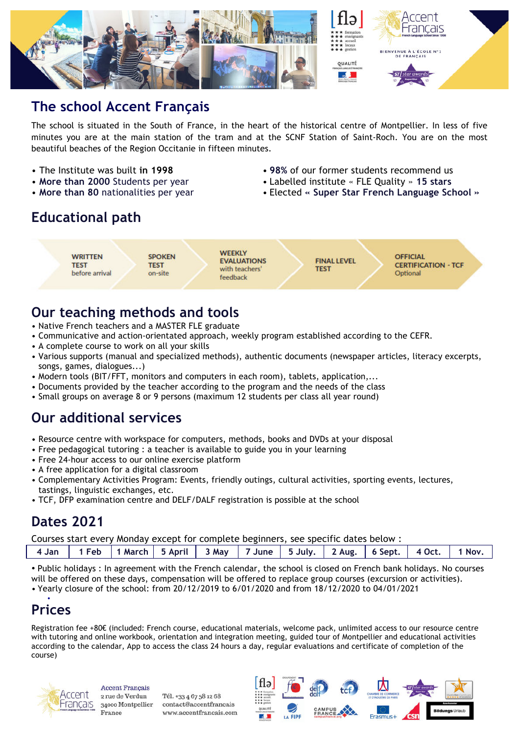## The school Accent Français

The school is situated in the South of France, in the heart of the historical centre of Montpellier. In less of five minutes you are at the main station of the tram and at the SCNF Station of Saint-Roch. You are on the most beautiful beaches of the Region Occitanie in fifteen minutes.

- The Institute was built **in 1998**
- **More than 2000** Students per year
- **More than 80** nationalities per year
- **98%** of our former students recommend us
- Labelled institute « FLE Quality » **15 stars**
- Elected **« Super Star French Language School »**

## Educational path

WRITTEN TEST before arrival → SPOKEN TEST on-site → WEEKLY EVALUATIONS with teachers' feedback → FINAL LEVEL TEST → OFFICIAL CERTIFICATION - TCF Optional

## Our teaching methods and tools

- Native French teachers and a MASTER FLE graduate
- Communicative and action-orientated approach, weekly program established according to the CEFR.
- A complete course to work on all your skills
- Various supports (manual and specialized methods), authentic documents (newspaper articles, literacy excerpts, songs, games, dialogues...)
- Modern tools (BIT/FFT, monitors and computers in each room), tablets, application,...
- Documents provided by the teacher according to the program and the needs of the class
- Small groups on average 8 or 9 persons (maximum 12 students per class all year round)

## Our additional services

- Resource centre with workspace for computers, methods, books and DVDs at your disposal
- Free pedagogical tutoring : a teacher is available to guide you in your learning
- Free 24-hour access to our online exercise platform
- A free application for a digital classroom
- Complementary Activities Program: Events, friendly outings, cultural activities, sporting events, lectures, tastings, linguistic exchanges, etc.
- TCF, DFP examination centre and DELF/DALF registration is possible at the school

## Dates 2021

Courses start every Monday except for complete beginners, see specific dates below :

| | | | | | | | | | | |
|---|---|---|---|---|---|---|---|---|---|---|
| 4 Jan | 1 Feb | 1 March | 5 April | 3 May | 7 June | 5 July. | 2 Aug. | 6 Sept. | 4 Oct. | 1 Nov. |

- Public holidays : In agreement with the French calendar, the school is closed on French bank holidays. No courses will be offered on these days, compensation will be offered to replace group courses (excursion or activities).
- Yearly closure of the school: from 20/12/2019 to 6/01/2020 and from 18/12/2020 to 04/01/2021

## Prices

Registration fee +80€ (included: French course, educational materials, welcome pack, unlimited access to our resource centre with tutoring and online workbook, orientation and integration meeting, guided tour of Montpellier and educational activities according to the calendar, App to access the class 24 hours a day, regular evaluations and certificate of completion of the course)

Accent Français
2 rue de Verdun
34000 Montpellier
France

Tél. +33 4 67 58 12 68
contact@accentfrancais
www.accentfrancais.com